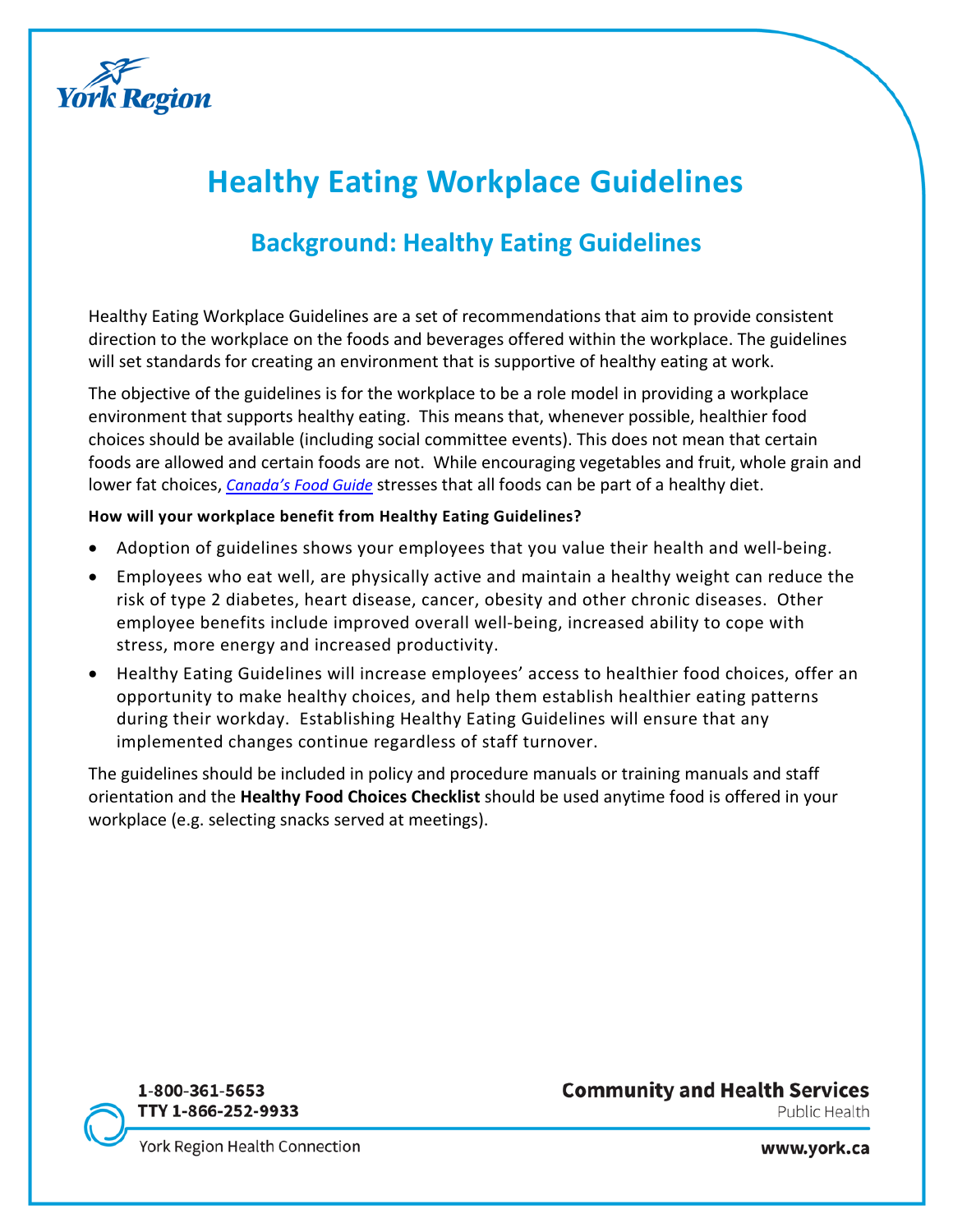York Region

# Healthy Eating Workplace Guidelines

## Background: Healthy Eating Guidelines

Healthy Eating Workplace Guidelines are a set of recommendations that aim to provide consistent direction to the workplace on the foods and beverages offered within the workplace. The guidelines will set standards for creating an environment that is supportive of healthy eating at work.

The objective of the guidelines is for the workplace to be a role model in providing a workplace environment that supports healthy eating. This means that, whenever possible, healthier food choices should be available (including social committee events). This does not mean that certain foods are allowed and certain foods are not. While encouraging vegetables and fruit, whole grain and lower fat choices, *Canada's Food Guide* stresses that all foods can be part of a healthy diet.

**How will your workplace benefit from Healthy Eating Guidelines?**

- Adoption of guidelines shows your employees that you value their health and well-being.
- Employees who eat well, are physically active and maintain a healthy weight can reduce the risk of type 2 diabetes, heart disease, cancer, obesity and other chronic diseases. Other employee benefits include improved overall well-being, increased ability to cope with stress, more energy and increased productivity.
- Healthy Eating Guidelines will increase employees' access to healthier food choices, offer an opportunity to make healthy choices, and help them establish healthier eating patterns during their workday. Establishing Healthy Eating Guidelines will ensure that any implemented changes continue regardless of staff turnover.

The guidelines should be included in policy and procedure manuals or training manuals and staff orientation and the **Healthy Food Choices Checklist** should be used anytime food is offered in your workplace (e.g. selecting snacks served at meetings).

1-800-361-5653
TTY 1-866-252-9933
York Region Health Connection

Community and Health Services
Public Health

www.york.ca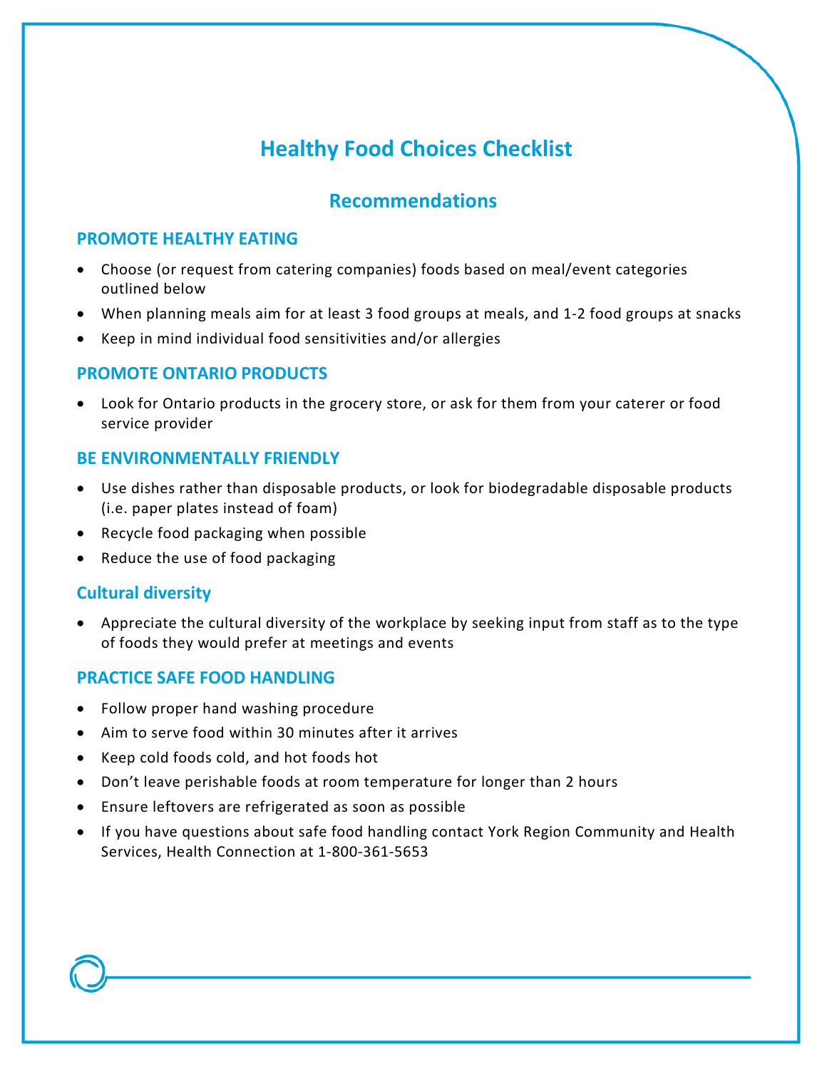# Healthy Food Choices Checklist

## Recommendations

### PROMOTE HEALTHY EATING

- Choose (or request from catering companies) foods based on meal/event categories outlined below
- When planning meals aim for at least 3 food groups at meals, and 1-2 food groups at snacks
- Keep in mind individual food sensitivities and/or allergies

### PROMOTE ONTARIO PRODUCTS

- Look for Ontario products in the grocery store, or ask for them from your caterer or food service provider

### BE ENVIRONMENTALLY FRIENDLY

- Use dishes rather than disposable products, or look for biodegradable disposable products (i.e. paper plates instead of foam)
- Recycle food packaging when possible
- Reduce the use of food packaging

### Cultural diversity

- Appreciate the cultural diversity of the workplace by seeking input from staff as to the type of foods they would prefer at meetings and events

### PRACTICE SAFE FOOD HANDLING

- Follow proper hand washing procedure
- Aim to serve food within 30 minutes after it arrives
- Keep cold foods cold, and hot foods hot
- Don't leave perishable foods at room temperature for longer than 2 hours
- Ensure leftovers are refrigerated as soon as possible
- If you have questions about safe food handling contact York Region Community and Health Services, Health Connection at 1-800-361-5653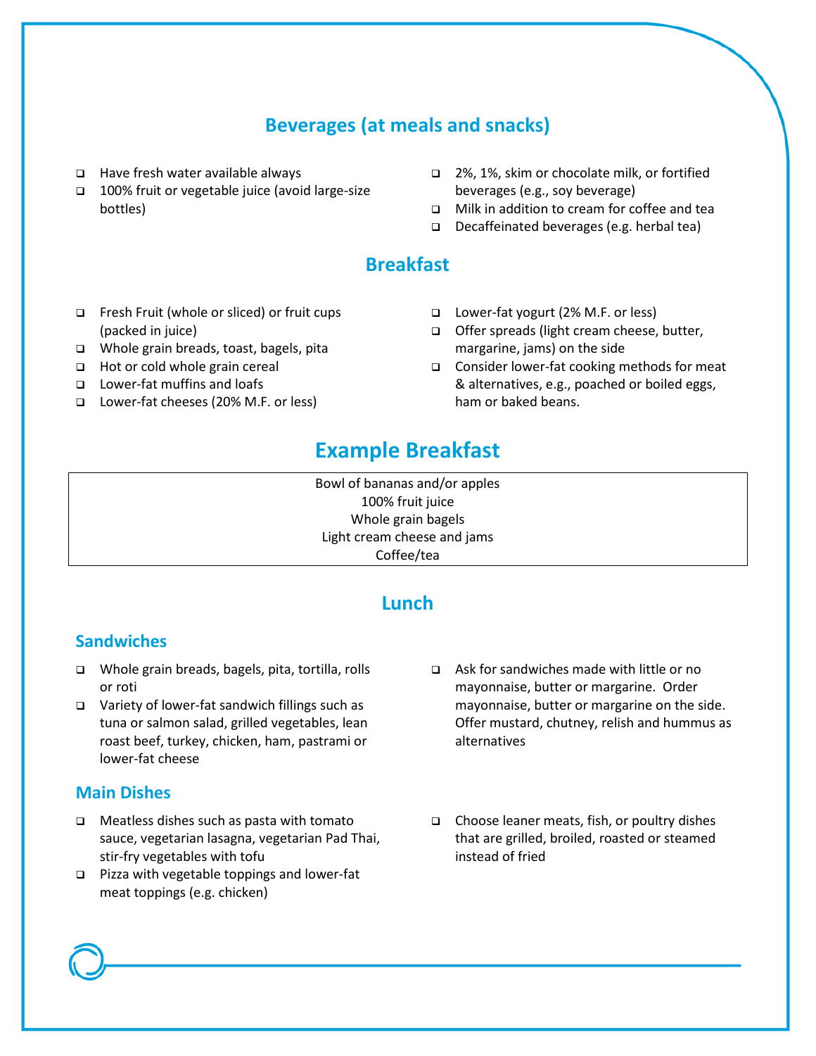## Beverages (at meals and snacks)

- Have fresh water available always
- 100% fruit or vegetable juice (avoid large-size bottles)
- 2%, 1%, skim or chocolate milk, or fortified beverages (e.g., soy beverage)
- Milk in addition to cream for coffee and tea
- Decaffeinated beverages (e.g. herbal tea)

## Breakfast

- Fresh Fruit (whole or sliced) or fruit cups (packed in juice)
- Whole grain breads, toast, bagels, pita
- Hot or cold whole grain cereal
- Lower-fat muffins and loafs
- Lower-fat cheeses (20% M.F. or less)
- Lower-fat yogurt (2% M.F. or less)
- Offer spreads (light cream cheese, butter, margarine, jams) on the side
- Consider lower-fat cooking methods for meat & alternatives, e.g., poached or boiled eggs, ham or baked beans.

# Example Breakfast

| Bowl of bananas and/or apples<br>100% fruit juice<br>Whole grain bagels<br>Light cream cheese and jams<br>Coffee/tea |
|---|

## Lunch

### Sandwiches

- Whole grain breads, bagels, pita, tortilla, rolls or roti
- Variety of lower-fat sandwich fillings such as tuna or salmon salad, grilled vegetables, lean roast beef, turkey, chicken, ham, pastrami or lower-fat cheese
- Ask for sandwiches made with little or no mayonnaise, butter or margarine. Order mayonnaise, butter or margarine on the side. Offer mustard, chutney, relish and hummus as alternatives

### Main Dishes

- Meatless dishes such as pasta with tomato sauce, vegetarian lasagna, vegetarian Pad Thai, stir-fry vegetables with tofu
- Pizza with vegetable toppings and lower-fat meat toppings (e.g. chicken)
- Choose leaner meats, fish, or poultry dishes that are grilled, broiled, roasted or steamed instead of fried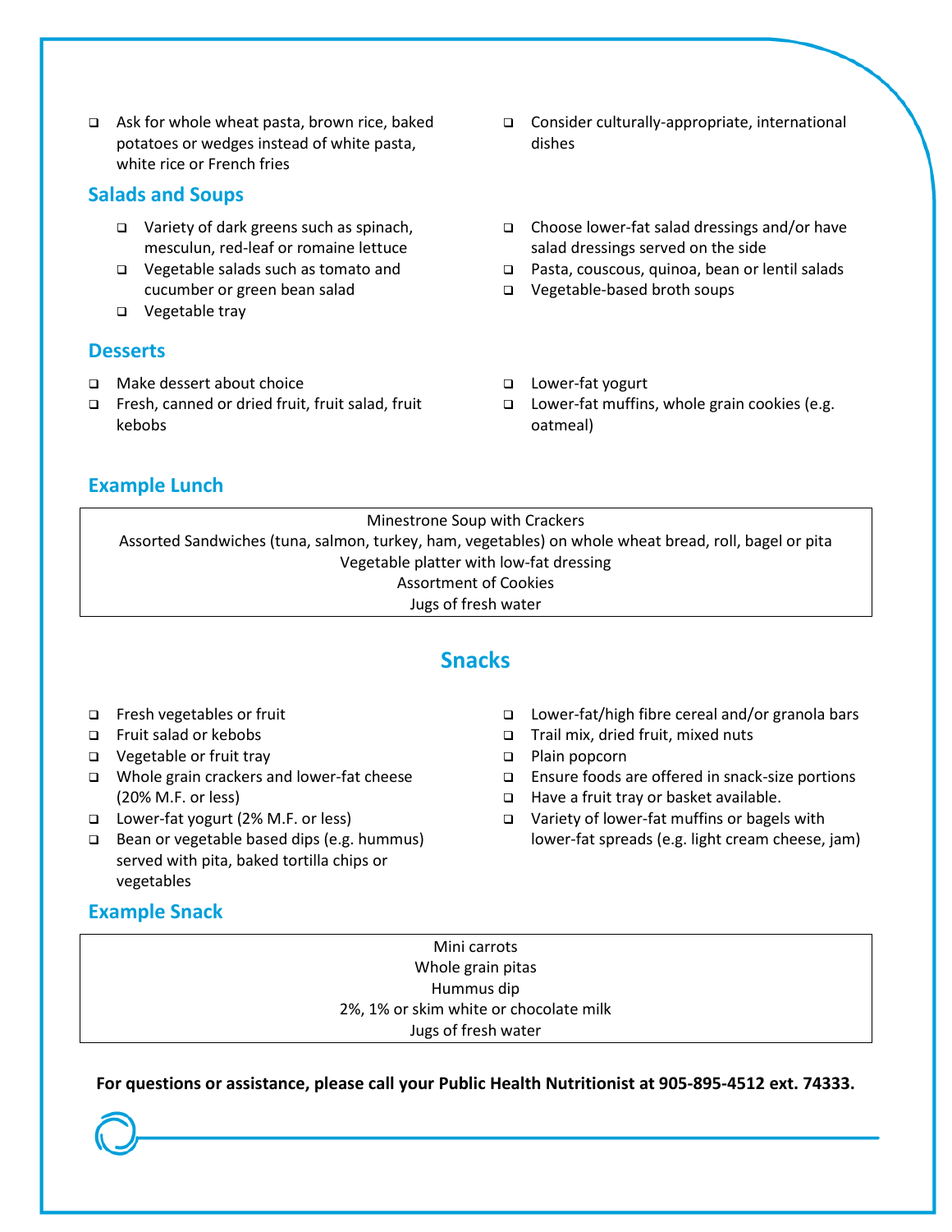- Ask for whole wheat pasta, brown rice, baked potatoes or wedges instead of white pasta, white rice or French fries
- Consider culturally-appropriate, international dishes

## Salads and Soups

- Variety of dark greens such as spinach, mesculun, red-leaf or romaine lettuce
- Vegetable salads such as tomato and cucumber or green bean salad
- Vegetable tray
- Choose lower-fat salad dressings and/or have salad dressings served on the side
- Pasta, couscous, quinoa, bean or lentil salads
- Vegetable-based broth soups

## Desserts

- Make dessert about choice
- Fresh, canned or dried fruit, fruit salad, fruit kebobs
- Lower-fat yogurt
- Lower-fat muffins, whole grain cookies (e.g. oatmeal)

## Example Lunch

| Minestrone Soup with Crackers |
|---|
| Assorted Sandwiches (tuna, salmon, turkey, ham, vegetables) on whole wheat bread, roll, bagel or pita |
| Vegetable platter with low-fat dressing |
| Assortment of Cookies |
| Jugs of fresh water |

# Snacks

- Fresh vegetables or fruit
- Fruit salad or kebobs
- Vegetable or fruit tray
- Whole grain crackers and lower-fat cheese (20% M.F. or less)
- Lower-fat yogurt (2% M.F. or less)
- Bean or vegetable based dips (e.g. hummus) served with pita, baked tortilla chips or vegetables
- Lower-fat/high fibre cereal and/or granola bars
- Trail mix, dried fruit, mixed nuts
- Plain popcorn
- Ensure foods are offered in snack-size portions
- Have a fruit tray or basket available.
- Variety of lower-fat muffins or bagels with lower-fat spreads (e.g. light cream cheese, jam)

## Example Snack

| Mini carrots |
|---|
| Whole grain pitas |
| Hummus dip |
| 2%, 1% or skim white or chocolate milk |
| Jugs of fresh water |

**For questions or assistance, please call your Public Health Nutritionist at 905-895-4512 ext. 74333.**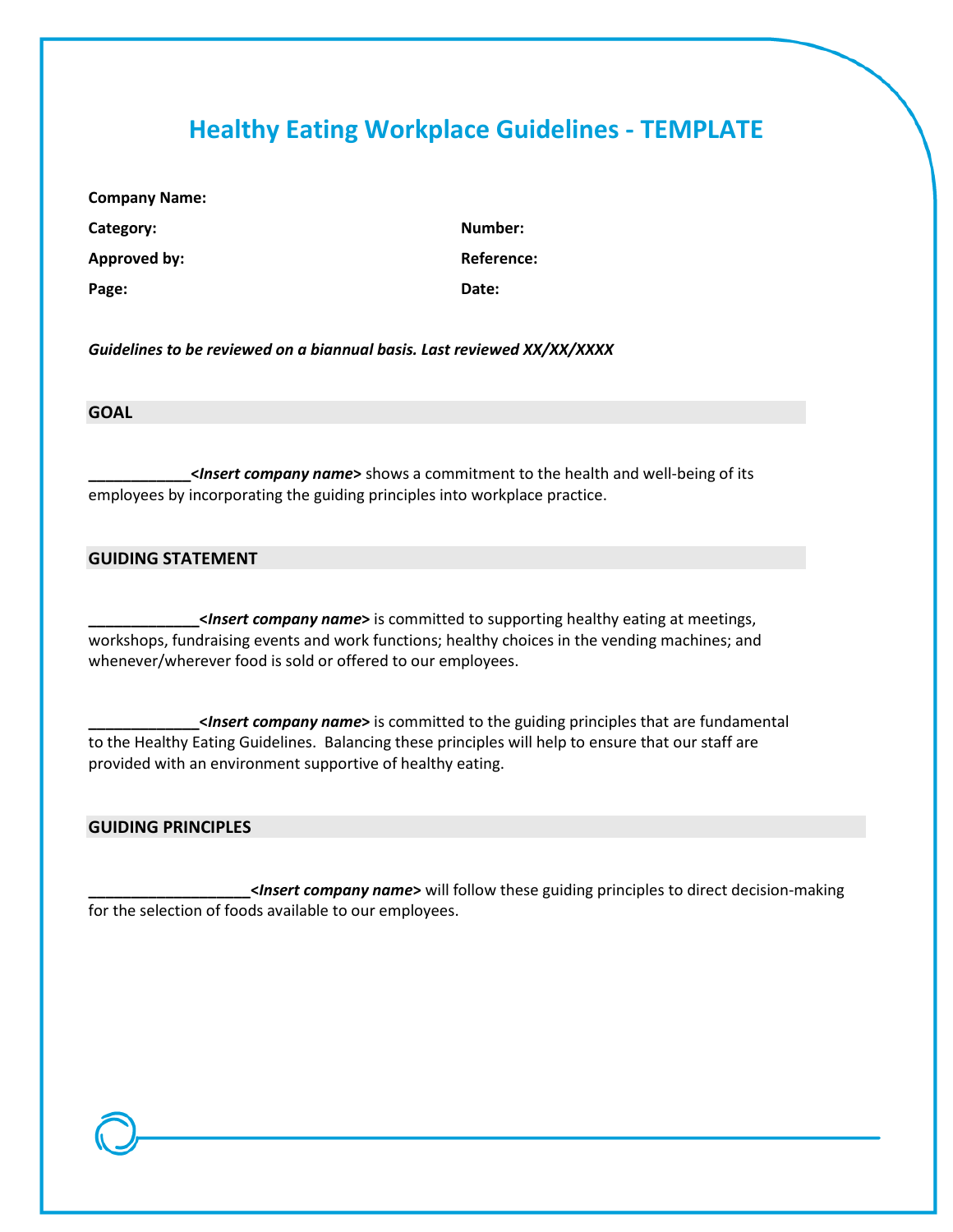# Healthy Eating Workplace Guidelines - TEMPLATE

**Company Name:**

**Category:** **Number:**

**Approved by:** **Reference:**

**Page:** **Date:**

***Guidelines to be reviewed on a biannual basis. Last reviewed XX/XX/XXXX***

## GOAL

**____________*<Insert company name>*** shows a commitment to the health and well-being of its employees by incorporating the guiding principles into workplace practice.

## GUIDING STATEMENT

**_____________*<Insert company name>*** is committed to supporting healthy eating at meetings, workshops, fundraising events and work functions; healthy choices in the vending machines; and whenever/wherever food is sold or offered to our employees.

**_____________*<Insert company name>*** is committed to the guiding principles that are fundamental to the Healthy Eating Guidelines. Balancing these principles will help to ensure that our staff are provided with an environment supportive of healthy eating.

## GUIDING PRINCIPLES

**___________________*<Insert company name>*** will follow these guiding principles to direct decision-making for the selection of foods available to our employees.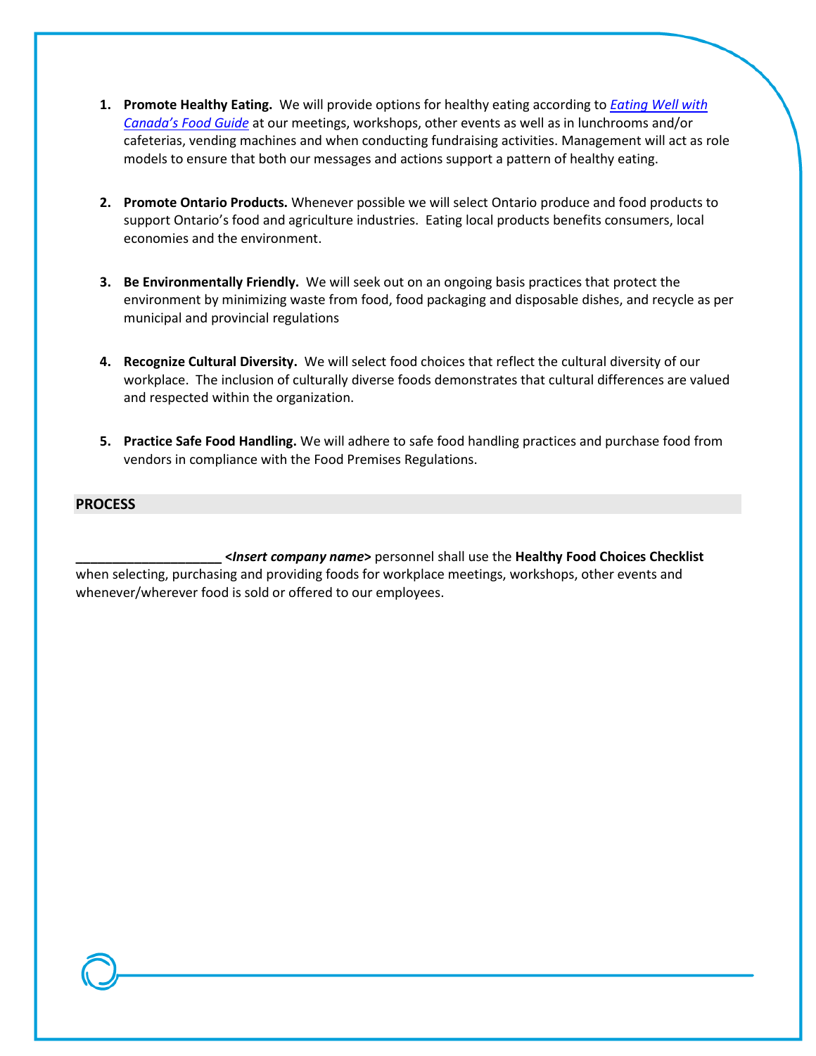1. **Promote Healthy Eating.** We will provide options for healthy eating according to *Eating Well with Canada's Food Guide* at our meetings, workshops, other events as well as in lunchrooms and/or cafeterias, vending machines and when conducting fundraising activities. Management will act as role models to ensure that both our messages and actions support a pattern of healthy eating.

2. **Promote Ontario Products.** Whenever possible we will select Ontario produce and food products to support Ontario's food and agriculture industries. Eating local products benefits consumers, local economies and the environment.

3. **Be Environmentally Friendly.** We will seek out on an ongoing basis practices that protect the environment by minimizing waste from food, food packaging and disposable dishes, and recycle as per municipal and provincial regulations

4. **Recognize Cultural Diversity.** We will select food choices that reflect the cultural diversity of our workplace. The inclusion of culturally diverse foods demonstrates that cultural differences are valued and respected within the organization.

5. **Practice Safe Food Handling.** We will adhere to safe food handling practices and purchase food from vendors in compliance with the Food Premises Regulations.

## PROCESS

**____________________ *<Insert company name>*** personnel shall use the **Healthy Food Choices Checklist** when selecting, purchasing and providing foods for workplace meetings, workshops, other events and whenever/wherever food is sold or offered to our employees.